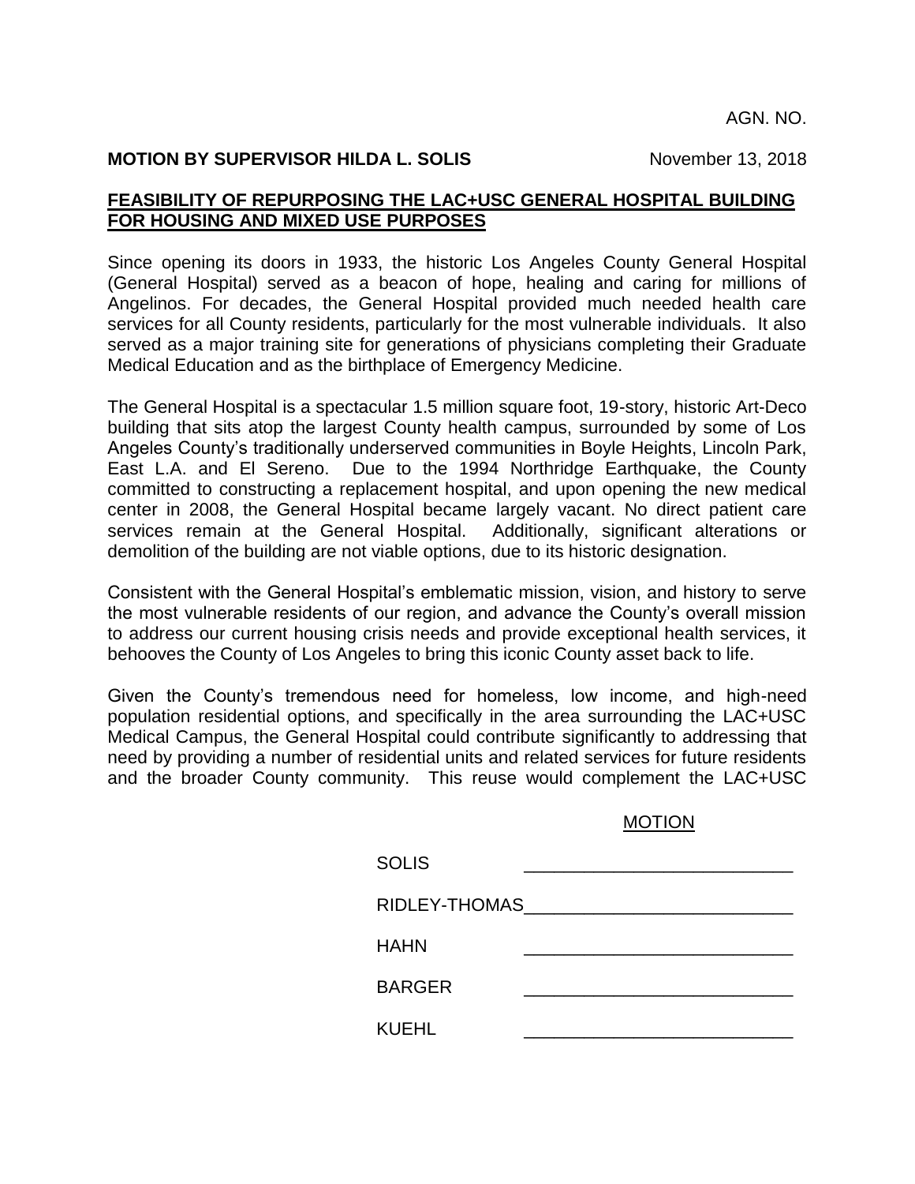AGN. NO.

**MOTION BY SUPERVISOR HILDA L. SOLIS** November 13, 2018

**FEASIBILITY OF REPURPOSING THE LAC+USC GENERAL HOSPITAL BUILDING FOR HOUSING AND MIXED USE PURPOSES**

Since opening its doors in 1933, the historic Los Angeles County General Hospital (General Hospital) served as a beacon of hope, healing and caring for millions of Angelinos. For decades, the General Hospital provided much needed health care services for all County residents, particularly for the most vulnerable individuals. It also served as a major training site for generations of physicians completing their Graduate Medical Education and as the birthplace of Emergency Medicine.

The General Hospital is a spectacular 1.5 million square foot, 19-story, historic Art-Deco building that sits atop the largest County health campus, surrounded by some of Los Angeles County's traditionally underserved communities in Boyle Heights, Lincoln Park, East L.A. and El Sereno. Due to the 1994 Northridge Earthquake, the County committed to constructing a replacement hospital, and upon opening the new medical center in 2008, the General Hospital became largely vacant. No direct patient care services remain at the General Hospital. Additionally, significant alterations or demolition of the building are not viable options, due to its historic designation.

Consistent with the General Hospital's emblematic mission, vision, and history to serve the most vulnerable residents of our region, and advance the County's overall mission to address our current housing crisis needs and provide exceptional health services, it behooves the County of Los Angeles to bring this iconic County asset back to life.

Given the County's tremendous need for homeless, low income, and high-need population residential options, and specifically in the area surrounding the LAC+USC Medical Campus, the General Hospital could contribute significantly to addressing that need by providing a number of residential units and related services for future residents and the broader County community. This reuse would complement the LAC+USC

MOTION

| | |
|---|---|
| SOLIS | \_\_\_\_\_\_\_\_\_\_\_\_\_\_\_\_\_\_\_\_\_\_\_\_\_\_ |
| RIDLEY-THOMAS | \_\_\_\_\_\_\_\_\_\_\_\_\_\_\_\_\_\_\_\_\_\_\_\_\_\_ |
| HAHN | \_\_\_\_\_\_\_\_\_\_\_\_\_\_\_\_\_\_\_\_\_\_\_\_\_\_ |
| BARGER | \_\_\_\_\_\_\_\_\_\_\_\_\_\_\_\_\_\_\_\_\_\_\_\_\_\_ |
| KUEHL | \_\_\_\_\_\_\_\_\_\_\_\_\_\_\_\_\_\_\_\_\_\_\_\_\_\_ |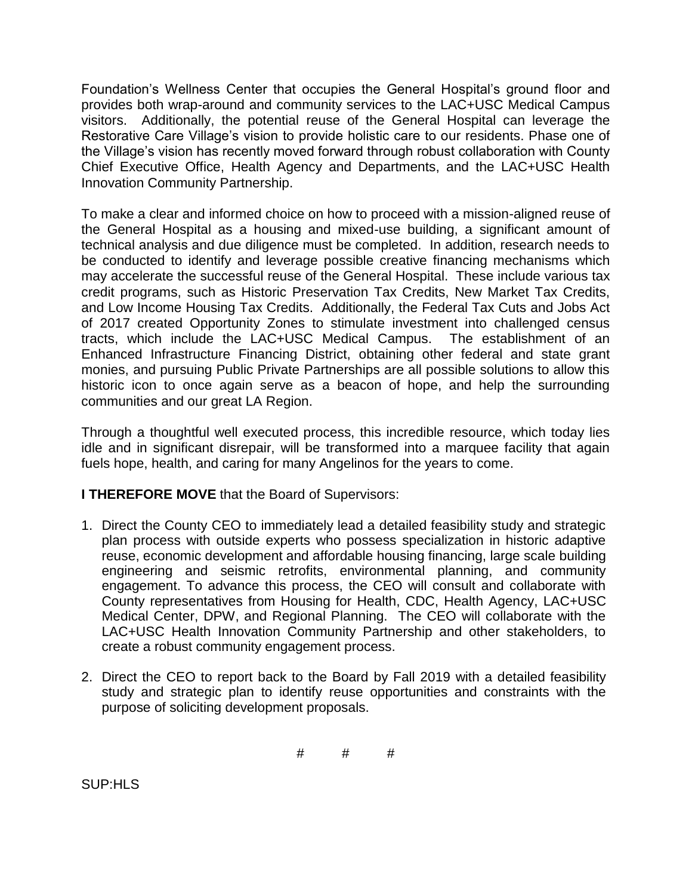Foundation's Wellness Center that occupies the General Hospital's ground floor and provides both wrap-around and community services to the LAC+USC Medical Campus visitors. Additionally, the potential reuse of the General Hospital can leverage the Restorative Care Village's vision to provide holistic care to our residents. Phase one of the Village's vision has recently moved forward through robust collaboration with County Chief Executive Office, Health Agency and Departments, and the LAC+USC Health Innovation Community Partnership.

To make a clear and informed choice on how to proceed with a mission-aligned reuse of the General Hospital as a housing and mixed-use building, a significant amount of technical analysis and due diligence must be completed. In addition, research needs to be conducted to identify and leverage possible creative financing mechanisms which may accelerate the successful reuse of the General Hospital. These include various tax credit programs, such as Historic Preservation Tax Credits, New Market Tax Credits, and Low Income Housing Tax Credits. Additionally, the Federal Tax Cuts and Jobs Act of 2017 created Opportunity Zones to stimulate investment into challenged census tracts, which include the LAC+USC Medical Campus. The establishment of an Enhanced Infrastructure Financing District, obtaining other federal and state grant monies, and pursuing Public Private Partnerships are all possible solutions to allow this historic icon to once again serve as a beacon of hope, and help the surrounding communities and our great LA Region.

Through a thoughtful well executed process, this incredible resource, which today lies idle and in significant disrepair, will be transformed into a marquee facility that again fuels hope, health, and caring for many Angelinos for the years to come.

**I THEREFORE MOVE** that the Board of Supervisors:

1. Direct the County CEO to immediately lead a detailed feasibility study and strategic plan process with outside experts who possess specialization in historic adaptive reuse, economic development and affordable housing financing, large scale building engineering and seismic retrofits, environmental planning, and community engagement. To advance this process, the CEO will consult and collaborate with County representatives from Housing for Health, CDC, Health Agency, LAC+USC Medical Center, DPW, and Regional Planning. The CEO will collaborate with the LAC+USC Health Innovation Community Partnership and other stakeholders, to create a robust community engagement process.

2. Direct the CEO to report back to the Board by Fall 2019 with a detailed feasibility study and strategic plan to identify reuse opportunities and constraints with the purpose of soliciting development proposals.

# # #

SUP:HLS